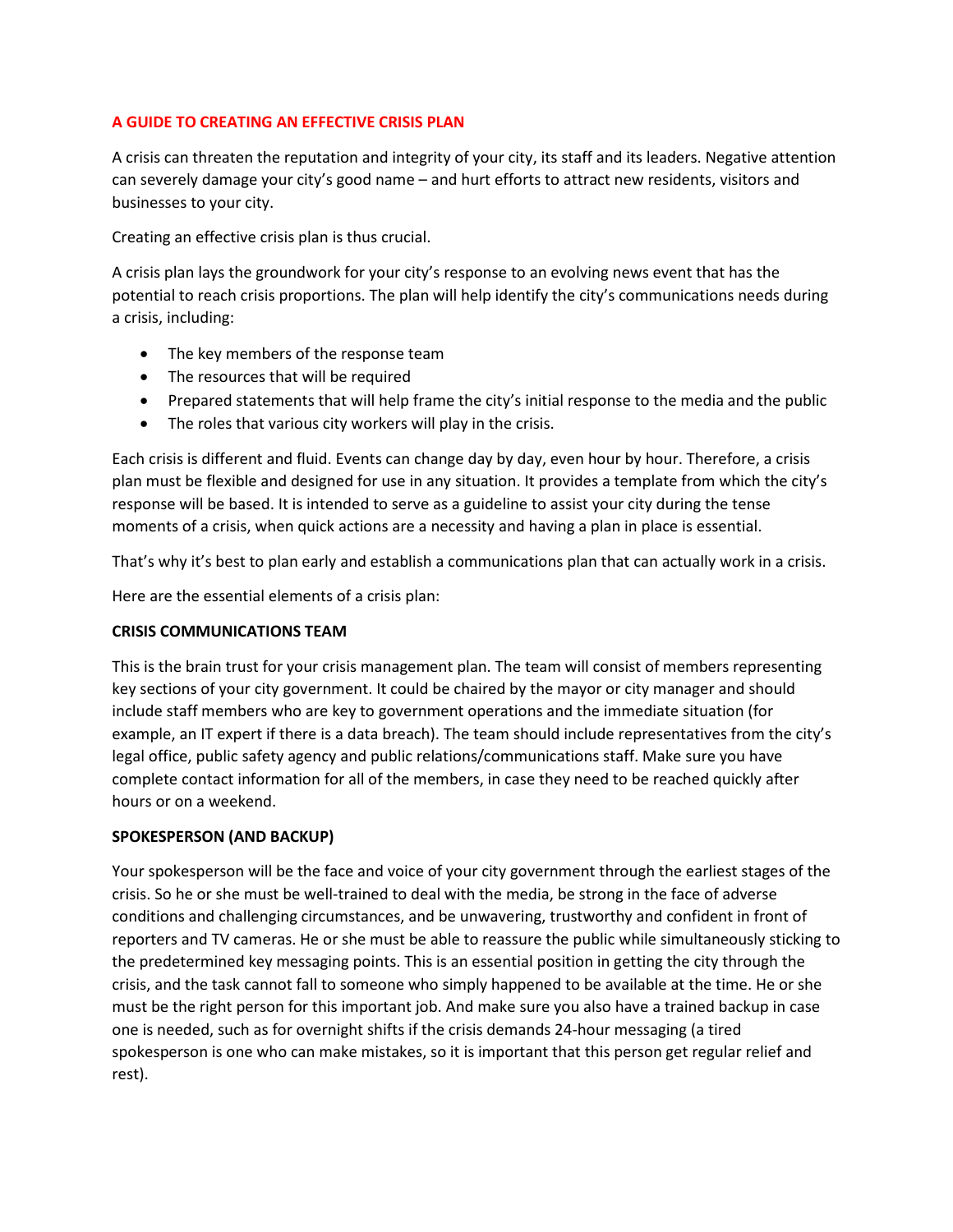# A GUIDE TO CREATING AN EFFECTIVE CRISIS PLAN

A crisis can threaten the reputation and integrity of your city, its staff and its leaders. Negative attention can severely damage your city's good name – and hurt efforts to attract new residents, visitors and businesses to your city.

Creating an effective crisis plan is thus crucial.

A crisis plan lays the groundwork for your city's response to an evolving news event that has the potential to reach crisis proportions. The plan will help identify the city's communications needs during a crisis, including:

- The key members of the response team
- The resources that will be required
- Prepared statements that will help frame the city's initial response to the media and the public
- The roles that various city workers will play in the crisis.

Each crisis is different and fluid. Events can change day by day, even hour by hour. Therefore, a crisis plan must be flexible and designed for use in any situation. It provides a template from which the city's response will be based. It is intended to serve as a guideline to assist your city during the tense moments of a crisis, when quick actions are a necessity and having a plan in place is essential.

That's why it's best to plan early and establish a communications plan that can actually work in a crisis.

Here are the essential elements of a crisis plan:

## CRISIS COMMUNICATIONS TEAM

This is the brain trust for your crisis management plan. The team will consist of members representing key sections of your city government. It could be chaired by the mayor or city manager and should include staff members who are key to government operations and the immediate situation (for example, an IT expert if there is a data breach). The team should include representatives from the city's legal office, public safety agency and public relations/communications staff. Make sure you have complete contact information for all of the members, in case they need to be reached quickly after hours or on a weekend.

## SPOKESPERSON (AND BACKUP)

Your spokesperson will be the face and voice of your city government through the earliest stages of the crisis. So he or she must be well-trained to deal with the media, be strong in the face of adverse conditions and challenging circumstances, and be unwavering, trustworthy and confident in front of reporters and TV cameras. He or she must be able to reassure the public while simultaneously sticking to the predetermined key messaging points. This is an essential position in getting the city through the crisis, and the task cannot fall to someone who simply happened to be available at the time. He or she must be the right person for this important job. And make sure you also have a trained backup in case one is needed, such as for overnight shifts if the crisis demands 24-hour messaging (a tired spokesperson is one who can make mistakes, so it is important that this person get regular relief and rest).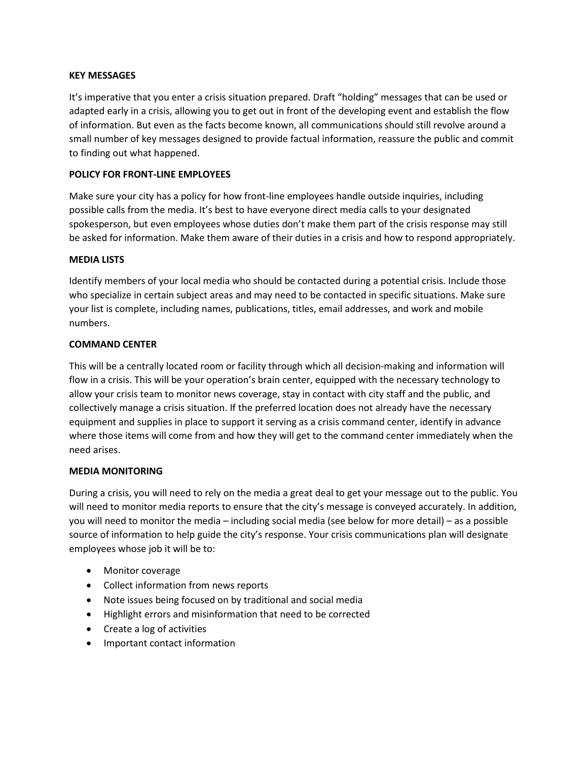## KEY MESSAGES

It's imperative that you enter a crisis situation prepared. Draft "holding" messages that can be used or adapted early in a crisis, allowing you to get out in front of the developing event and establish the flow of information. But even as the facts become known, all communications should still revolve around a small number of key messages designed to provide factual information, reassure the public and commit to finding out what happened.

## POLICY FOR FRONT-LINE EMPLOYEES

Make sure your city has a policy for how front-line employees handle outside inquiries, including possible calls from the media. It's best to have everyone direct media calls to your designated spokesperson, but even employees whose duties don't make them part of the crisis response may still be asked for information. Make them aware of their duties in a crisis and how to respond appropriately.

## MEDIA LISTS

Identify members of your local media who should be contacted during a potential crisis. Include those who specialize in certain subject areas and may need to be contacted in specific situations. Make sure your list is complete, including names, publications, titles, email addresses, and work and mobile numbers.

## COMMAND CENTER

This will be a centrally located room or facility through which all decision-making and information will flow in a crisis. This will be your operation's brain center, equipped with the necessary technology to allow your crisis team to monitor news coverage, stay in contact with city staff and the public, and collectively manage a crisis situation. If the preferred location does not already have the necessary equipment and supplies in place to support it serving as a crisis command center, identify in advance where those items will come from and how they will get to the command center immediately when the need arises.

## MEDIA MONITORING

During a crisis, you will need to rely on the media a great deal to get your message out to the public. You will need to monitor media reports to ensure that the city's message is conveyed accurately. In addition, you will need to monitor the media – including social media (see below for more detail) – as a possible source of information to help guide the city's response. Your crisis communications plan will designate employees whose job it will be to:

- Monitor coverage
- Collect information from news reports
- Note issues being focused on by traditional and social media
- Highlight errors and misinformation that need to be corrected
- Create a log of activities
- Important contact information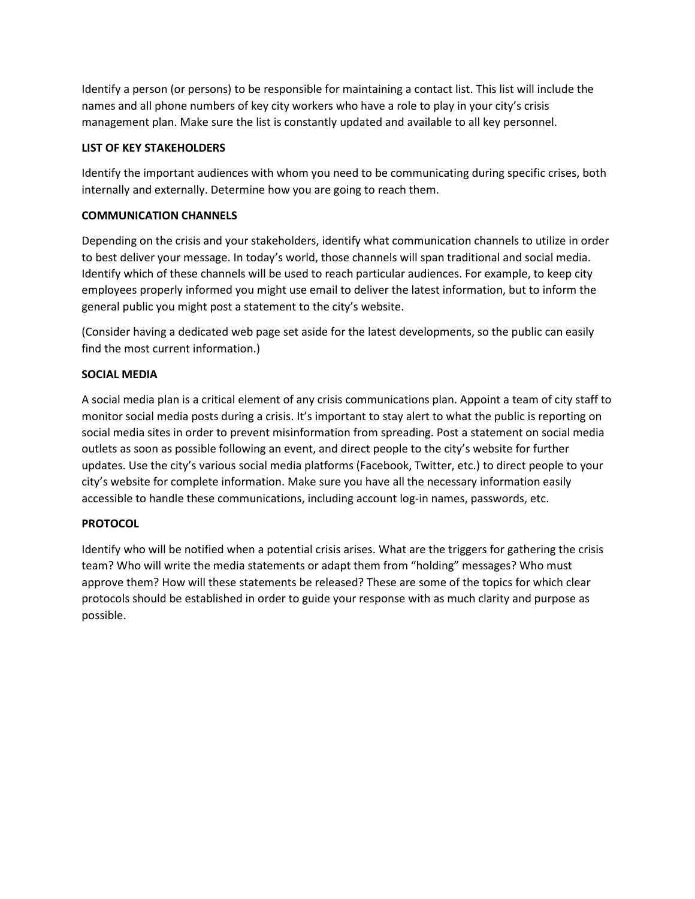Identify a person (or persons) to be responsible for maintaining a contact list. This list will include the names and all phone numbers of key city workers who have a role to play in your city's crisis management plan. Make sure the list is constantly updated and available to all key personnel.

**LIST OF KEY STAKEHOLDERS**

Identify the important audiences with whom you need to be communicating during specific crises, both internally and externally. Determine how you are going to reach them.

**COMMUNICATION CHANNELS**

Depending on the crisis and your stakeholders, identify what communication channels to utilize in order to best deliver your message. In today's world, those channels will span traditional and social media. Identify which of these channels will be used to reach particular audiences. For example, to keep city employees properly informed you might use email to deliver the latest information, but to inform the general public you might post a statement to the city's website.

(Consider having a dedicated web page set aside for the latest developments, so the public can easily find the most current information.)

**SOCIAL MEDIA**

A social media plan is a critical element of any crisis communications plan. Appoint a team of city staff to monitor social media posts during a crisis. It's important to stay alert to what the public is reporting on social media sites in order to prevent misinformation from spreading. Post a statement on social media outlets as soon as possible following an event, and direct people to the city's website for further updates. Use the city's various social media platforms (Facebook, Twitter, etc.) to direct people to your city's website for complete information. Make sure you have all the necessary information easily accessible to handle these communications, including account log-in names, passwords, etc.

**PROTOCOL**

Identify who will be notified when a potential crisis arises. What are the triggers for gathering the crisis team? Who will write the media statements or adapt them from "holding" messages? Who must approve them? How will these statements be released? These are some of the topics for which clear protocols should be established in order to guide your response with as much clarity and purpose as possible.